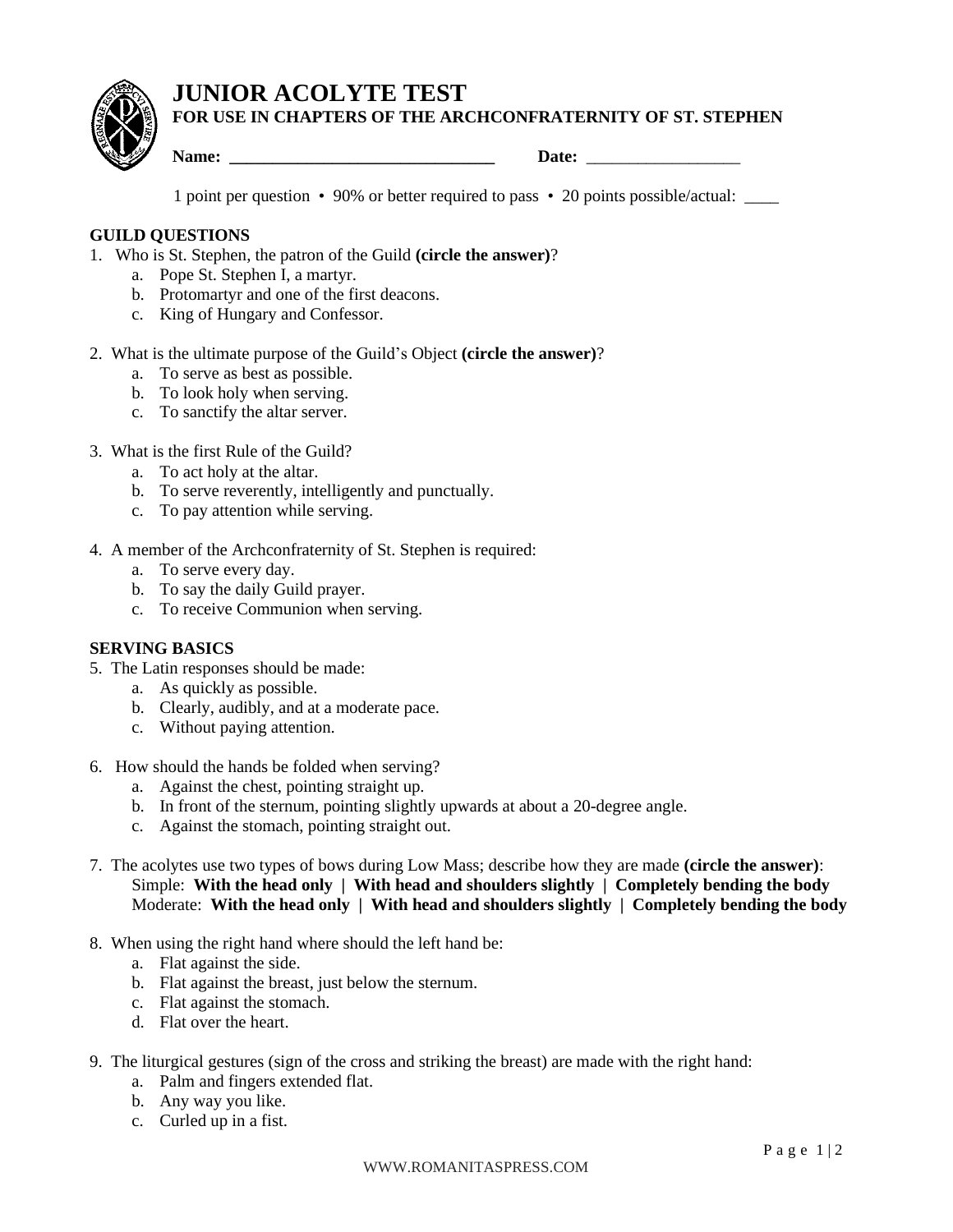# JUNIOR ACOLYTE TEST

**FOR USE IN CHAPTERS OF THE ARCHCONFRATERNITY OF ST. STEPHEN**

**Name: ________________________________** **Date:** __________________

1 point per question • 90% or better required to pass • 20 points possible/actual: ____

## GUILD QUESTIONS

1. Who is St. Stephen, the patron of the Guild **(circle the answer)**?
   a. Pope St. Stephen I, a martyr.
   b. Protomartyr and one of the first deacons.
   c. King of Hungary and Confessor.

2. What is the ultimate purpose of the Guild's Object **(circle the answer)**?
   a. To serve as best as possible.
   b. To look holy when serving.
   c. To sanctify the altar server.

3. What is the first Rule of the Guild?
   a. To act holy at the altar.
   b. To serve reverently, intelligently and punctually.
   c. To pay attention while serving.

4. A member of the Archconfraternity of St. Stephen is required:
   a. To serve every day.
   b. To say the daily Guild prayer.
   c. To receive Communion when serving.

## SERVING BASICS

5. The Latin responses should be made:
   a. As quickly as possible.
   b. Clearly, audibly, and at a moderate pace.
   c. Without paying attention.

6. How should the hands be folded when serving?
   a. Against the chest, pointing straight up.
   b. In front of the sternum, pointing slightly upwards at about a 20-degree angle.
   c. Against the stomach, pointing straight out.

7. The acolytes use two types of bows during Low Mass; describe how they are made **(circle the answer)**:
   Simple: **With the head only | With head and shoulders slightly | Completely bending the body**
   Moderate: **With the head only | With head and shoulders slightly | Completely bending the body**

8. When using the right hand where should the left hand be:
   a. Flat against the side.
   b. Flat against the breast, just below the sternum.
   c. Flat against the stomach.
   d. Flat over the heart.

9. The liturgical gestures (sign of the cross and striking the breast) are made with the right hand:
   a. Palm and fingers extended flat.
   b. Any way you like.
   c. Curled up in a fist.

WWW.ROMANITASPRESS.COM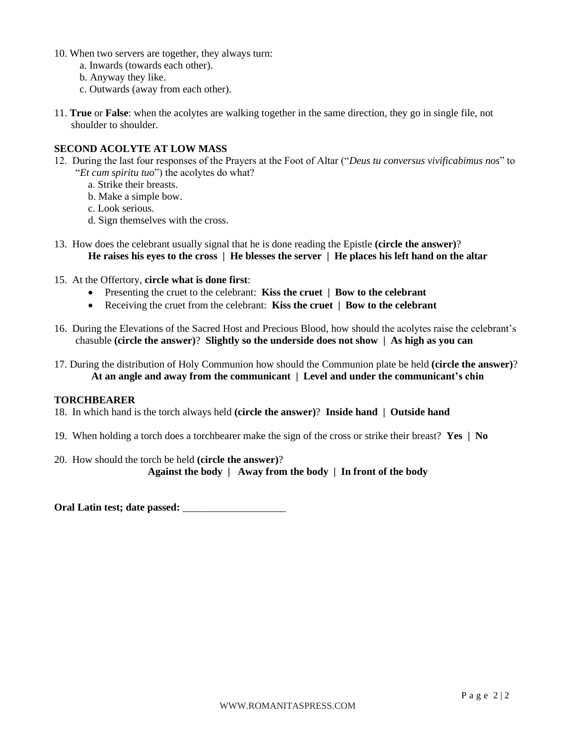10. When two servers are together, they always turn:
    a. Inwards (towards each other).
    b. Anyway they like.
    c. Outwards (away from each other).

11. **True** or **False**: when the acolytes are walking together in the same direction, they go in single file, not shoulder to shoulder.

**SECOND ACOLYTE AT LOW MASS**

12. During the last four responses of the Prayers at the Foot of Altar ("*Deus tu conversus vivificabimus nos*" to "*Et cum spiritu tuo*") the acolytes do what?
    a. Strike their breasts.
    b. Make a simple bow.
    c. Look serious.
    d. Sign themselves with the cross.

13. How does the celebrant usually signal that he is done reading the Epistle **(circle the answer)**?
    **He raises his eyes to the cross | He blesses the server | He places his left hand on the altar**

15. At the Offertory, **circle what is done first**:
    - Presenting the cruet to the celebrant: **Kiss the cruet | Bow to the celebrant**
    - Receiving the cruet from the celebrant: **Kiss the cruet | Bow to the celebrant**

16. During the Elevations of the Sacred Host and Precious Blood, how should the acolytes raise the celebrant's chasuble **(circle the answer)**? **Slightly so the underside does not show | As high as you can**

17. During the distribution of Holy Communion how should the Communion plate be held **(circle the answer)**?
    **At an angle and away from the communicant | Level and under the communicant's chin**

**TORCHBEARER**

18. In which hand is the torch always held **(circle the answer)**? **Inside hand | Outside hand**

19. When holding a torch does a torchbearer make the sign of the cross or strike their breast? **Yes | No**

20. How should the torch be held **(circle the answer)**?
    **Against the body | Away from the body | In front of the body**

**Oral Latin test; date passed:** ____________________

WWW.ROMANITASPRESS.COM